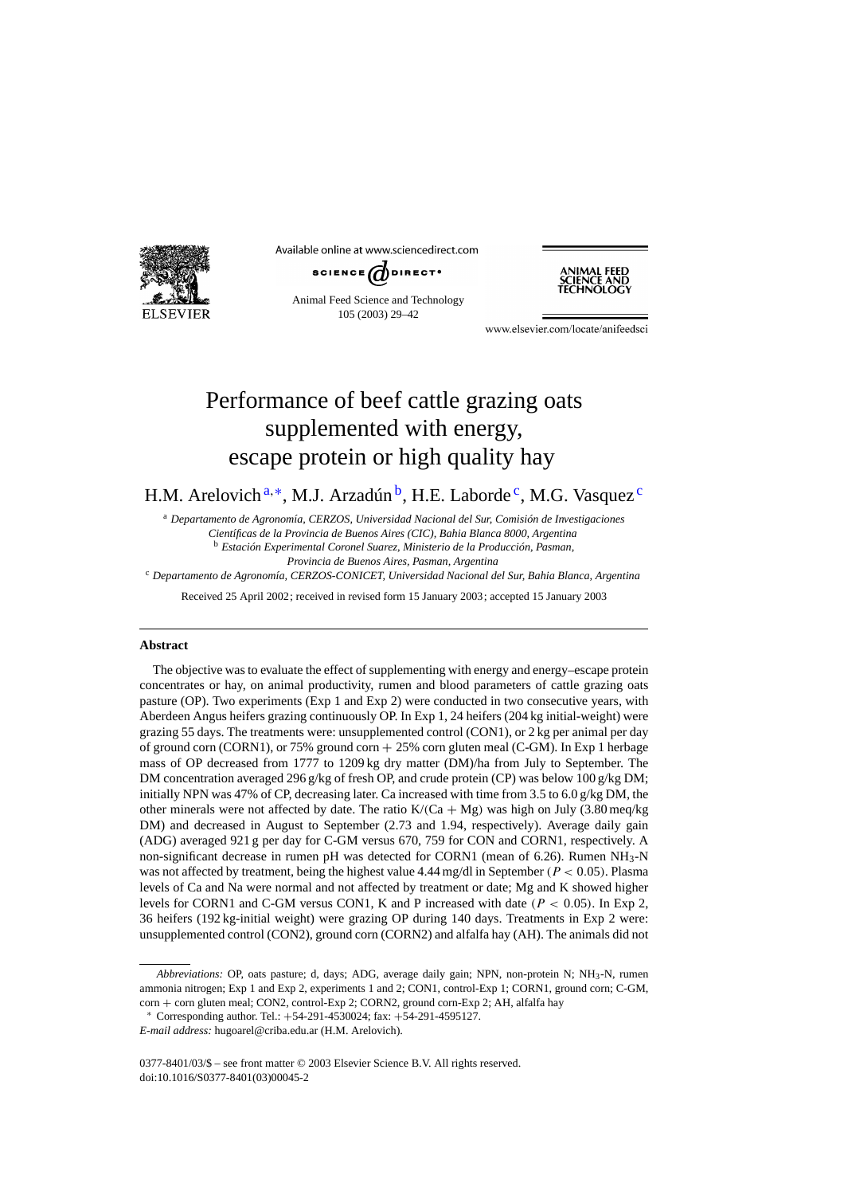# Performance of beef cattle grazing oats supplemented with energy, escape protein or high quality hay

H.M. Arelovich[a,*], M.J. Arzadún[b], H.E. Laborde[c], M.G. Vasquez[c]

[a] *Departamento de Agronomía, CERZOS, Universidad Nacional del Sur, Comisión de Investigaciones Científicas de la Provincia de Buenos Aires (CIC), Bahia Blanca 8000, Argentina*

[b] *Estación Experimental Coronel Suarez, Ministerio de la Producción, Pasman, Provincia de Buenos Aires, Pasman, Argentina*

[c] *Departamento de Agronomía, CERZOS-CONICET, Universidad Nacional del Sur, Bahia Blanca, Argentina*

Received 25 April 2002; received in revised form 15 January 2003; accepted 15 January 2003

## Abstract

The objective was to evaluate the effect of supplementing with energy and energy–escape protein concentrates or hay, on animal productivity, rumen and blood parameters of cattle grazing oats pasture (OP). Two experiments (Exp 1 and Exp 2) were conducted in two consecutive years, with Aberdeen Angus heifers grazing continuously OP. In Exp 1, 24 heifers (204 kg initial-weight) were grazing 55 days. The treatments were: unsupplemented control (CON1), or 2 kg per animal per day of ground corn (CORN1), or 75% ground corn + 25% corn gluten meal (C-GM). In Exp 1 herbage mass of OP decreased from 1777 to 1209 kg dry matter (DM)/ha from July to September. The DM concentration averaged 296 g/kg of fresh OP, and crude protein (CP) was below 100 g/kg DM; initially NPN was 47% of CP, decreasing later. Ca increased with time from 3.5 to 6.0 g/kg DM, the other minerals were not affected by date. The ratio $K/(Ca + Mg)$ was high on July (3.80 meq/kg DM) and decreased in August to September (2.73 and 1.94, respectively). Average daily gain (ADG) averaged 921 g per day for C-GM versus 670, 759 for CON and CORN1, respectively. A non-significant decrease in rumen pH was detected for CORN1 (mean of 6.26). Rumen $NH_3$-N was not affected by treatment, being the highest value 4.44 mg/dl in September ($P < 0.05$). Plasma levels of Ca and Na were normal and not affected by treatment or date; Mg and K showed higher levels for CORN1 and C-GM versus CON1, K and P increased with date ($P < 0.05$). In Exp 2, 36 heifers (192 kg-initial weight) were grazing OP during 140 days. Treatments in Exp 2 were: unsupplemented control (CON2), ground corn (CORN2) and alfalfa hay (AH). The animals did not

---

*Abbreviations:* OP, oats pasture; d, days; ADG, average daily gain; NPN, non-protein N; $NH_3$-N, rumen ammonia nitrogen; Exp 1 and Exp 2, experiments 1 and 2; CON1, control-Exp 1; CORN1, ground corn; C-GM, corn + corn gluten meal; CON2, control-Exp 2; CORN2, ground corn-Exp 2; AH, alfalfa hay

\* Corresponding author. Tel.: +54-291-4530024; fax: +54-291-4595127.

*E-mail address:* hugoarel@criba.edu.ar (H.M. Arelovich).

0377-8401/03/$ – see front matter © 2003 Elsevier Science B.V. All rights reserved.
doi:10.1016/S0377-8401(03)00045-2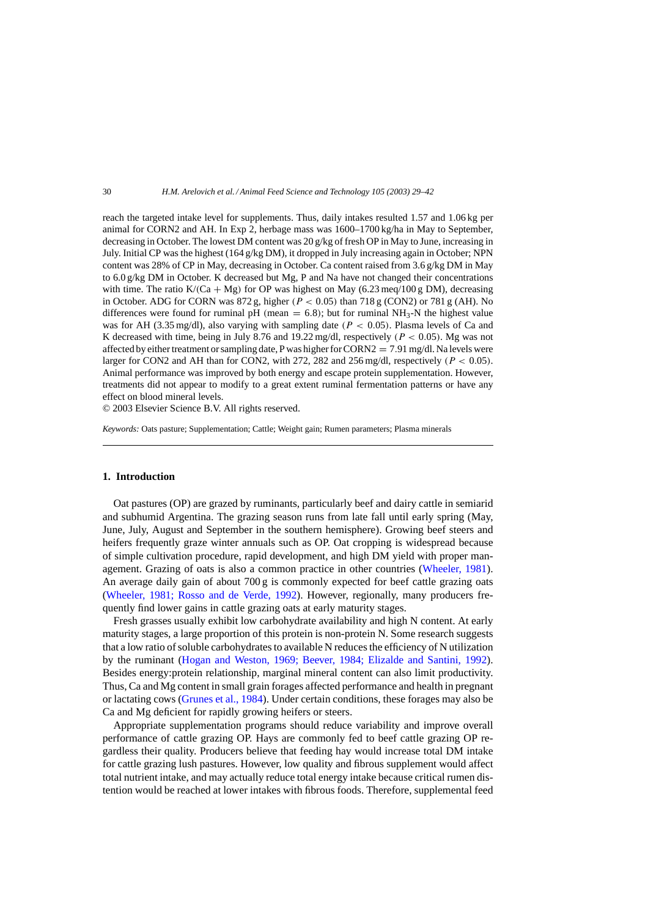reach the targeted intake level for supplements. Thus, daily intakes resulted 1.57 and 1.06 kg per animal for CORN2 and AH. In Exp 2, herbage mass was 1600–1700 kg/ha in May to September, decreasing in October. The lowest DM content was 20 g/kg of fresh OP in May to June, increasing in July. Initial CP was the highest (164 g/kg DM), it dropped in July increasing again in October; NPN content was 28% of CP in May, decreasing in October. Ca content raised from 3.6 g/kg DM in May to 6.0 g/kg DM in October. K decreased but Mg, P and Na have not changed their concentrations with time. The ratio K/(Ca + Mg) for OP was highest on May (6.23 meq/100 g DM), decreasing in October. ADG for CORN was 872 g, higher ($P < 0.05$) than 718 g (CON2) or 781 g (AH). No differences were found for ruminal pH (mean = 6.8); but for ruminal $NH_3$-N the highest value was for AH (3.35 mg/dl), also varying with sampling date ($P < 0.05$). Plasma levels of Ca and K decreased with time, being in July 8.76 and 19.22 mg/dl, respectively ($P < 0.05$). Mg was not affected by either treatment or sampling date, P was higher for CORN2 = 7.91 mg/dl. Na levels were larger for CON2 and AH than for CON2, with 272, 282 and 256 mg/dl, respectively ($P < 0.05$). Animal performance was improved by both energy and escape protein supplementation. However, treatments did not appear to modify to a great extent ruminal fermentation patterns or have any effect on blood mineral levels.

© 2003 Elsevier Science B.V. All rights reserved.

*Keywords:* Oats pasture; Supplementation; Cattle; Weight gain; Rumen parameters; Plasma minerals

## 1. Introduction

Oat pastures (OP) are grazed by ruminants, particularly beef and dairy cattle in semiarid and subhumid Argentina. The grazing season runs from late fall until early spring (May, June, July, August and September in the southern hemisphere). Growing beef steers and heifers frequently graze winter annuals such as OP. Oat cropping is widespread because of simple cultivation procedure, rapid development, and high DM yield with proper management. Grazing of oats is also a common practice in other countries (Wheeler, 1981). An average daily gain of about 700 g is commonly expected for beef cattle grazing oats (Wheeler, 1981; Rosso and de Verde, 1992). However, regionally, many producers frequently find lower gains in cattle grazing oats at early maturity stages.

Fresh grasses usually exhibit low carbohydrate availability and high N content. At early maturity stages, a large proportion of this protein is non-protein N. Some research suggests that a low ratio of soluble carbohydrates to available N reduces the efficiency of N utilization by the ruminant (Hogan and Weston, 1969; Beever, 1984; Elizalde and Santini, 1992). Besides energy:protein relationship, marginal mineral content can also limit productivity. Thus, Ca and Mg content in small grain forages affected performance and health in pregnant or lactating cows (Grunes et al., 1984). Under certain conditions, these forages may also be Ca and Mg deficient for rapidly growing heifers or steers.

Appropriate supplementation programs should reduce variability and improve overall performance of cattle grazing OP. Hays are commonly fed to beef cattle grazing OP regardless their quality. Producers believe that feeding hay would increase total DM intake for cattle grazing lush pastures. However, low quality and fibrous supplement would affect total nutrient intake, and may actually reduce total energy intake because critical rumen distention would be reached at lower intakes with fibrous foods. Therefore, supplemental feed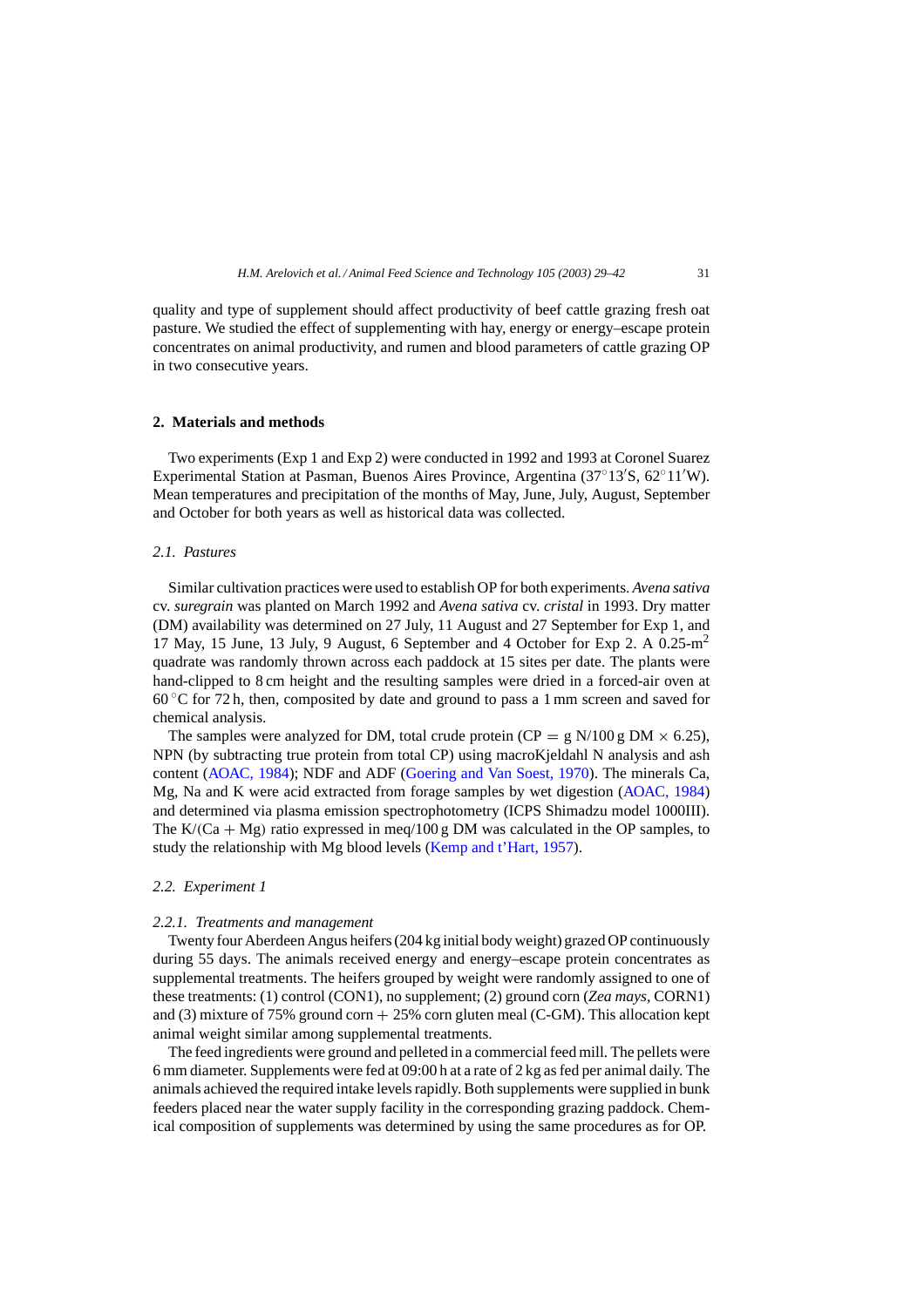quality and type of supplement should affect productivity of beef cattle grazing fresh oat pasture. We studied the effect of supplementing with hay, energy or energy–escape protein concentrates on animal productivity, and rumen and blood parameters of cattle grazing OP in two consecutive years.

## 2. Materials and methods

Two experiments (Exp 1 and Exp 2) were conducted in 1992 and 1993 at Coronel Suarez Experimental Station at Pasman, Buenos Aires Province, Argentina (37°13′S, 62°11′W). Mean temperatures and precipitation of the months of May, June, July, August, September and October for both years as well as historical data was collected.

### *2.1. Pastures*

Similar cultivation practices were used to establish OP for both experiments. *Avena sativa* cv. *suregrain* was planted on March 1992 and *Avena sativa* cv. *cristal* in 1993. Dry matter (DM) availability was determined on 27 July, 11 August and 27 September for Exp 1, and 17 May, 15 June, 13 July, 9 August, 6 September and 4 October for Exp 2. A 0.25-$m^2$ quadrate was randomly thrown across each paddock at 15 sites per date. The plants were hand-clipped to 8 cm height and the resulting samples were dried in a forced-air oven at 60 °C for 72 h, then, composited by date and ground to pass a 1 mm screen and saved for chemical analysis.

The samples were analyzed for DM, total crude protein (CP = g N/100 g DM × 6.25), NPN (by subtracting true protein from total CP) using macroKjeldahl N analysis and ash content (AOAC, 1984); NDF and ADF (Goering and Van Soest, 1970). The minerals Ca, Mg, Na and K were acid extracted from forage samples by wet digestion (AOAC, 1984) and determined via plasma emission spectrophotometry (ICPS Shimadzu model 1000III). The K/(Ca + Mg) ratio expressed in meq/100 g DM was calculated in the OP samples, to study the relationship with Mg blood levels (Kemp and t'Hart, 1957).

### *2.2. Experiment 1*

#### *2.2.1. Treatments and management*

Twenty four Aberdeen Angus heifers (204 kg initial body weight) grazed OP continuously during 55 days. The animals received energy and energy–escape protein concentrates as supplemental treatments. The heifers grouped by weight were randomly assigned to one of these treatments: (1) control (CON1), no supplement; (2) ground corn (*Zea mays*, CORN1) and (3) mixture of 75% ground corn + 25% corn gluten meal (C-GM). This allocation kept animal weight similar among supplemental treatments.

The feed ingredients were ground and pelleted in a commercial feed mill. The pellets were 6 mm diameter. Supplements were fed at 09:00 h at a rate of 2 kg as fed per animal daily. The animals achieved the required intake levels rapidly. Both supplements were supplied in bunk feeders placed near the water supply facility in the corresponding grazing paddock. Chemical composition of supplements was determined by using the same procedures as for OP.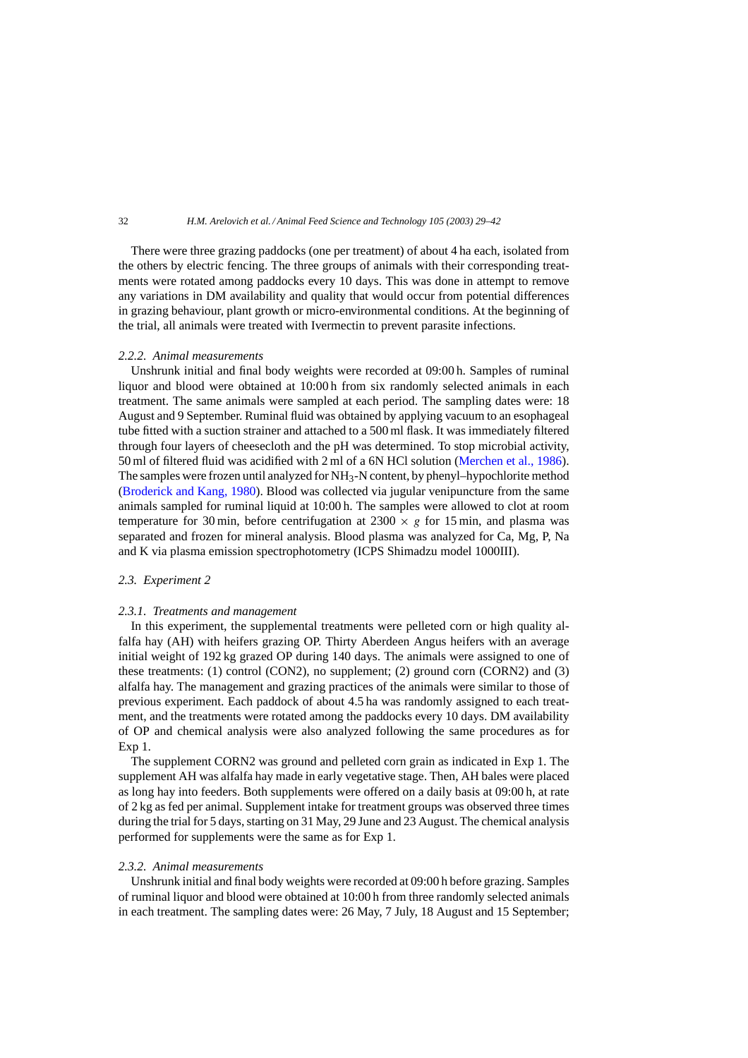There were three grazing paddocks (one per treatment) of about 4 ha each, isolated from the others by electric fencing. The three groups of animals with their corresponding treatments were rotated among paddocks every 10 days. This was done in attempt to remove any variations in DM availability and quality that would occur from potential differences in grazing behaviour, plant growth or micro-environmental conditions. At the beginning of the trial, all animals were treated with Ivermectin to prevent parasite infections.

#### *2.2.2. Animal measurements*

Unshrunk initial and final body weights were recorded at 09:00 h. Samples of ruminal liquor and blood were obtained at 10:00 h from six randomly selected animals in each treatment. The same animals were sampled at each period. The sampling dates were: 18 August and 9 September. Ruminal fluid was obtained by applying vacuum to an esophageal tube fitted with a suction strainer and attached to a 500 ml flask. It was immediately filtered through four layers of cheesecloth and the pH was determined. To stop microbial activity, 50 ml of filtered fluid was acidified with 2 ml of a 6N HCl solution (Merchen et al., 1986). The samples were frozen until analyzed for $NH_3$-N content, by phenyl–hypochlorite method (Broderick and Kang, 1980). Blood was collected via jugular venipuncture from the same animals sampled for ruminal liquid at 10:00 h. The samples were allowed to clot at room temperature for 30 min, before centrifugation at $2300 \times g$ for 15 min, and plasma was separated and frozen for mineral analysis. Blood plasma was analyzed for Ca, Mg, P, Na and K via plasma emission spectrophotometry (ICPS Shimadzu model 1000III).

### *2.3. Experiment 2*

#### *2.3.1. Treatments and management*

In this experiment, the supplemental treatments were pelleted corn or high quality alfalfa hay (AH) with heifers grazing OP. Thirty Aberdeen Angus heifers with an average initial weight of 192 kg grazed OP during 140 days. The animals were assigned to one of these treatments: (1) control (CON2), no supplement; (2) ground corn (CORN2) and (3) alfalfa hay. The management and grazing practices of the animals were similar to those of previous experiment. Each paddock of about 4.5 ha was randomly assigned to each treatment, and the treatments were rotated among the paddocks every 10 days. DM availability of OP and chemical analysis were also analyzed following the same procedures as for Exp 1.

The supplement CORN2 was ground and pelleted corn grain as indicated in Exp 1. The supplement AH was alfalfa hay made in early vegetative stage. Then, AH bales were placed as long hay into feeders. Both supplements were offered on a daily basis at 09:00 h, at rate of 2 kg as fed per animal. Supplement intake for treatment groups was observed three times during the trial for 5 days, starting on 31 May, 29 June and 23 August. The chemical analysis performed for supplements were the same as for Exp 1.

#### *2.3.2. Animal measurements*

Unshrunk initial and final body weights were recorded at 09:00 h before grazing. Samples of ruminal liquor and blood were obtained at 10:00 h from three randomly selected animals in each treatment. The sampling dates were: 26 May, 7 July, 18 August and 15 September;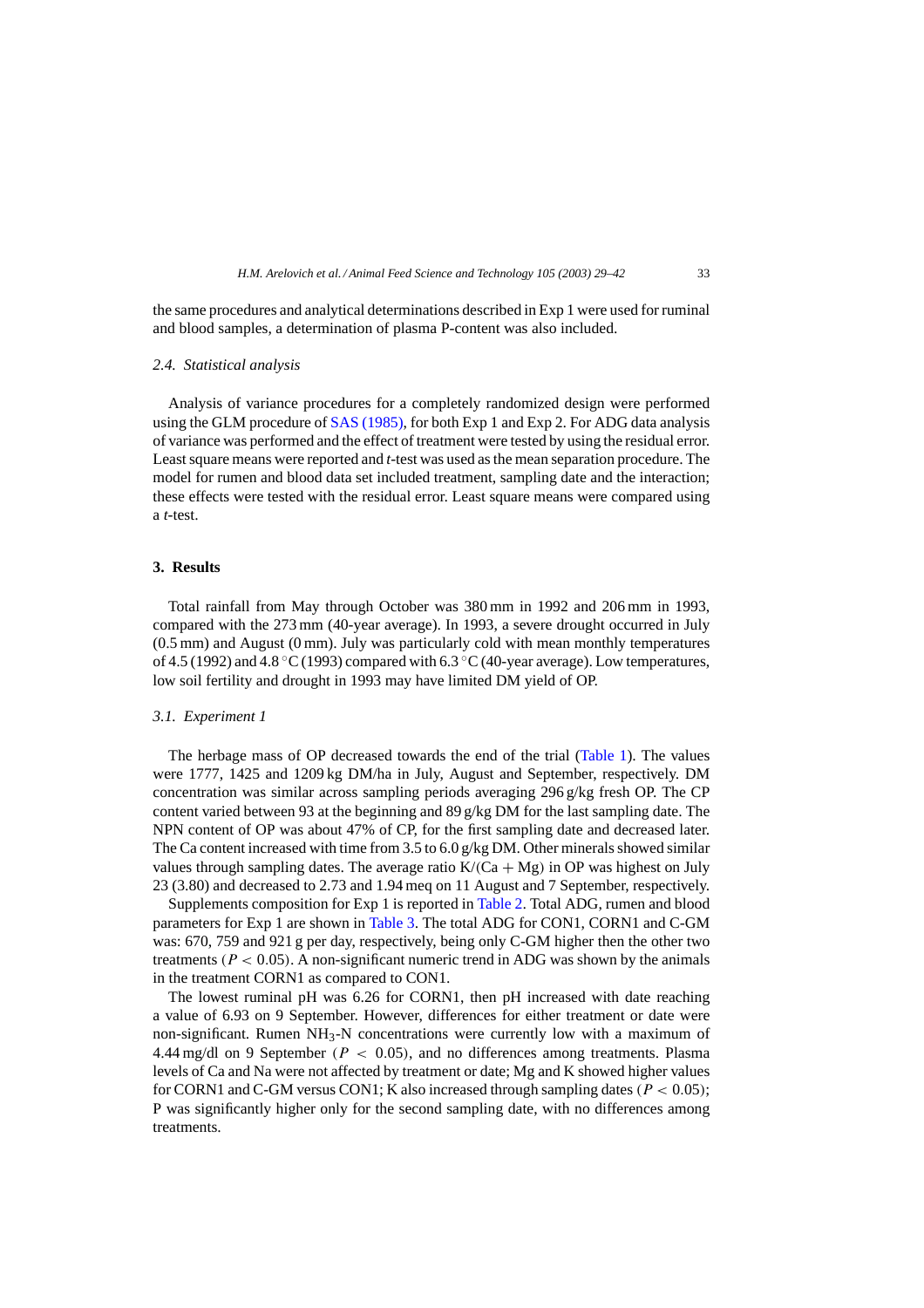the same procedures and analytical determinations described in Exp 1 were used for ruminal and blood samples, a determination of plasma P-content was also included.

### 2.4. Statistical analysis

Analysis of variance procedures for a completely randomized design were performed using the GLM procedure of SAS (1985), for both Exp 1 and Exp 2. For ADG data analysis of variance was performed and the effect of treatment were tested by using the residual error. Least square means were reported and *t*-test was used as the mean separation procedure. The model for rumen and blood data set included treatment, sampling date and the interaction; these effects were tested with the residual error. Least square means were compared using a *t*-test.

## 3. Results

Total rainfall from May through October was 380 mm in 1992 and 206 mm in 1993, compared with the 273 mm (40-year average). In 1993, a severe drought occurred in July (0.5 mm) and August (0 mm). July was particularly cold with mean monthly temperatures of 4.5 (1992) and 4.8 °C (1993) compared with 6.3 °C (40-year average). Low temperatures, low soil fertility and drought in 1993 may have limited DM yield of OP.

### 3.1. Experiment 1

The herbage mass of OP decreased towards the end of the trial (Table 1). The values were 1777, 1425 and 1209 kg DM/ha in July, August and September, respectively. DM concentration was similar across sampling periods averaging 296 g/kg fresh OP. The CP content varied between 93 at the beginning and 89 g/kg DM for the last sampling date. The NPN content of OP was about 47% of CP, for the first sampling date and decreased later. The Ca content increased with time from 3.5 to 6.0 g/kg DM. Other minerals showed similar values through sampling dates. The average ratio $K/(Ca + Mg)$ in OP was highest on July 23 (3.80) and decreased to 2.73 and 1.94 meq on 11 August and 7 September, respectively.

Supplements composition for Exp 1 is reported in Table 2. Total ADG, rumen and blood parameters for Exp 1 are shown in Table 3. The total ADG for CON1, CORN1 and C-GM was: 670, 759 and 921 g per day, respectively, being only C-GM higher then the other two treatments ($P < 0.05$). A non-significant numeric trend in ADG was shown by the animals in the treatment CORN1 as compared to CON1.

The lowest ruminal pH was 6.26 for CORN1, then pH increased with date reaching a value of 6.93 on 9 September. However, differences for either treatment or date were non-significant. Rumen $NH_3$-N concentrations were currently low with a maximum of 4.44 mg/dl on 9 September ($P < 0.05$), and no differences among treatments. Plasma levels of Ca and Na were not affected by treatment or date; Mg and K showed higher values for CORN1 and C-GM versus CON1; K also increased through sampling dates ($P < 0.05$); P was significantly higher only for the second sampling date, with no differences among treatments.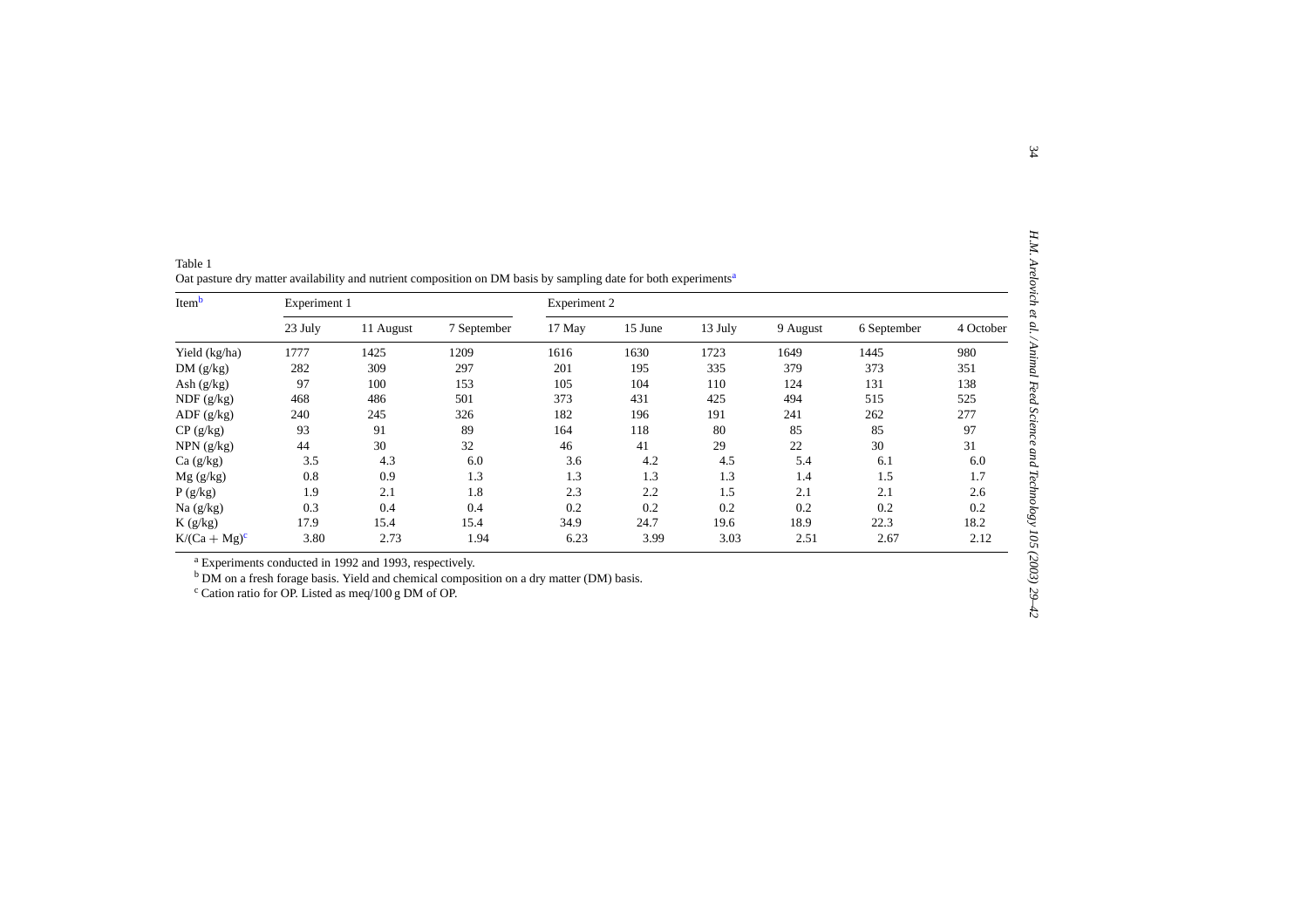Table 1
Oat pasture dry matter availability and nutrient composition on DM basis by sampling date for both experiments[a]

| Item[b] | Experiment 1 | | | Experiment 2 | | | | | |
|---|---|---|---|---|---|---|---|---|---|
| | 23 July | 11 August | 7 September | 17 May | 15 June | 13 July | 9 August | 6 September | 4 October |
| Yield (kg/ha) | 1777 | 1425 | 1209 | 1616 | 1630 | 1723 | 1649 | 1445 | 980 |
| DM (g/kg) | 282 | 309 | 297 | 201 | 195 | 335 | 379 | 373 | 351 |
| Ash (g/kg) | 97 | 100 | 153 | 105 | 104 | 110 | 124 | 131 | 138 |
| NDF (g/kg) | 468 | 486 | 501 | 373 | 431 | 425 | 494 | 515 | 525 |
| ADF (g/kg) | 240 | 245 | 326 | 182 | 196 | 191 | 241 | 262 | 277 |
| CP (g/kg) | 93 | 91 | 89 | 164 | 118 | 80 | 85 | 85 | 97 |
| NPN (g/kg) | 44 | 30 | 32 | 46 | 41 | 29 | 22 | 30 | 31 |
| Ca (g/kg) | 3.5 | 4.3 | 6.0 | 3.6 | 4.2 | 4.5 | 5.4 | 6.1 | 6.0 |
| Mg (g/kg) | 0.8 | 0.9 | 1.3 | 1.3 | 1.3 | 1.3 | 1.4 | 1.5 | 1.7 |
| P (g/kg) | 1.9 | 2.1 | 1.8 | 2.3 | 2.2 | 1.5 | 2.1 | 2.1 | 2.6 |
| Na (g/kg) | 0.3 | 0.4 | 0.4 | 0.2 | 0.2 | 0.2 | 0.2 | 0.2 | 0.2 |
| K (g/kg) | 17.9 | 15.4 | 15.4 | 34.9 | 24.7 | 19.6 | 18.9 | 22.3 | 18.2 |
| K/(Ca + Mg)[c] | 3.80 | 2.73 | 1.94 | 6.23 | 3.99 | 3.03 | 2.51 | 2.67 | 2.12 |

[a] Experiments conducted in 1992 and 1993, respectively.
[b] DM on a fresh forage basis. Yield and chemical composition on a dry matter (DM) basis.
[c] Cation ratio for OP. Listed as meq/100 g DM of OP.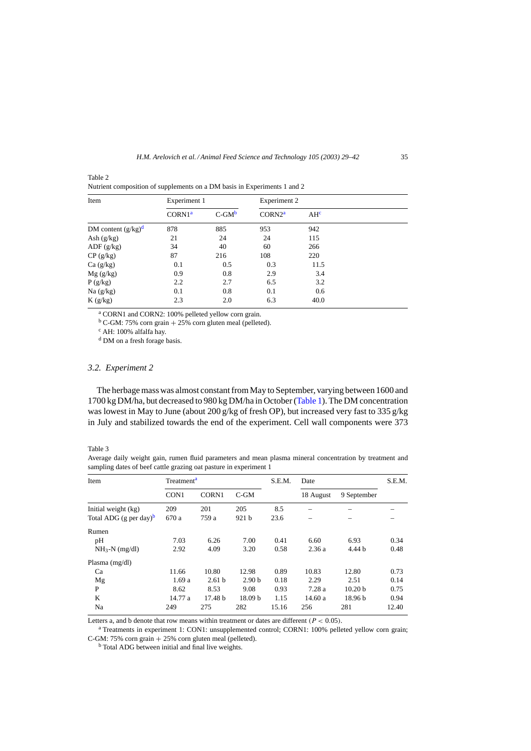Table 2
Nutrient composition of supplements on a DM basis in Experiments 1 and 2

| Item | Experiment 1 | | Experiment 2 | |
|---|---|---|---|---|
| | CORN1[a] | C-GM[b] | CORN2[a] | AH[c] |
| DM content (g/kg)[d] | 878 | 885 | 953 | 942 |
| Ash (g/kg) | 21 | 24 | 24 | 115 |
| ADF (g/kg) | 34 | 40 | 60 | 266 |
| CP (g/kg) | 87 | 216 | 108 | 220 |
| Ca (g/kg) | 0.1 | 0.5 | 0.3 | 11.5 |
| Mg (g/kg) | 0.9 | 0.8 | 2.9 | 3.4 |
| P (g/kg) | 2.2 | 2.7 | 6.5 | 3.2 |
| Na (g/kg) | 0.1 | 0.8 | 0.1 | 0.6 |
| K (g/kg) | 2.3 | 2.0 | 6.3 | 40.0 |

[a] CORN1 and CORN2: 100% pelleted yellow corn grain.
[b] C-GM: 75% corn grain + 25% corn gluten meal (pelleted).
[c] AH: 100% alfalfa hay.
[d] DM on a fresh forage basis.

### 3.2. Experiment 2

The herbage mass was almost constant from May to September, varying between 1600 and 1700 kg DM/ha, but decreased to 980 kg DM/ha in October (Table 1). The DM concentration was lowest in May to June (about 200 g/kg of fresh OP), but increased very fast to 335 g/kg in July and stabilized towards the end of the experiment. Cell wall components were 373

Table 3
Average daily weight gain, rumen fluid parameters and mean plasma mineral concentration by treatment and sampling dates of beef cattle grazing oat pasture in experiment 1

| Item | Treatment[a] | | | S.E.M. | Date | | S.E.M. |
|---|---|---|---|---|---|---|---|
| | CON1 | CORN1 | C-GM | | 18 August | 9 September | |
| Initial weight (kg) | 209 | 201 | 205 | 8.5 | – | – | – |
| Total ADG (g per day)[b] | 670 a | 759 a | 921 b | 23.6 | – | – | – |
| Rumen | | | | | | | |
| pH | 7.03 | 6.26 | 7.00 | 0.41 | 6.60 | 6.93 | 0.34 |
| $NH_3$-N (mg/dl) | 2.92 | 4.09 | 3.20 | 0.58 | 2.36 a | 4.44 b | 0.48 |
| Plasma (mg/dl) | | | | | | | |
| Ca | 11.66 | 10.80 | 12.98 | 0.89 | 10.83 | 12.80 | 0.73 |
| Mg | 1.69 a | 2.61 b | 2.90 b | 0.18 | 2.29 | 2.51 | 0.14 |
| P | 8.62 | 8.53 | 9.08 | 0.93 | 7.28 a | 10.20 b | 0.75 |
| K | 14.77 a | 17.48 b | 18.09 b | 1.15 | 14.60 a | 18.96 b | 0.94 |
| Na | 249 | 275 | 282 | 15.16 | 256 | 281 | 12.40 |

Letters a, and b denote that row means within treatment or dates are different ($P < 0.05$).
[a] Treatments in experiment 1: CON1: unsupplemented control; CORN1: 100% pelleted yellow corn grain; C-GM: 75% corn grain + 25% corn gluten meal (pelleted).
[b] Total ADG between initial and final live weights.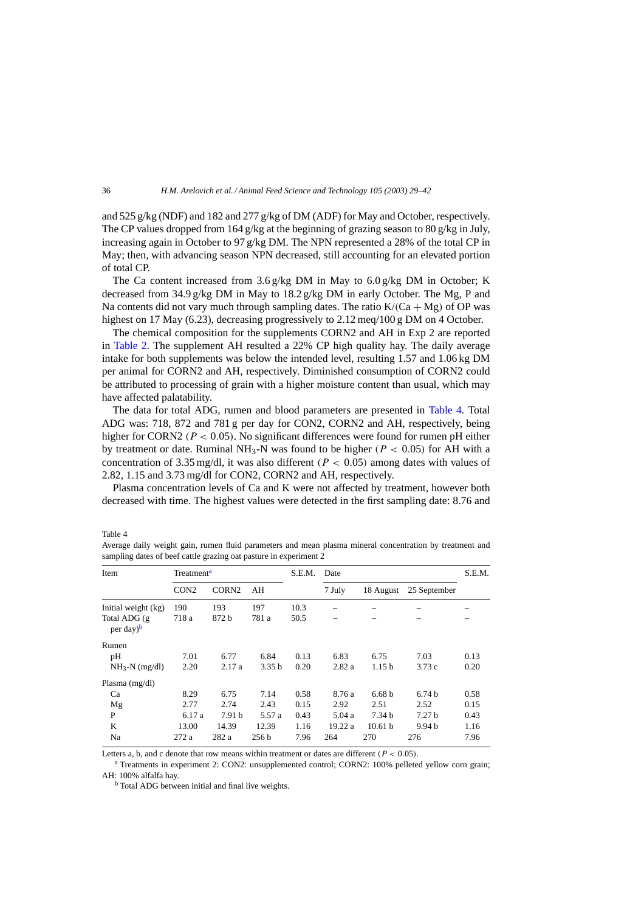and 525 g/kg (NDF) and 182 and 277 g/kg of DM (ADF) for May and October, respectively. The CP values dropped from 164 g/kg at the beginning of grazing season to 80 g/kg in July, increasing again in October to 97 g/kg DM. The NPN represented a 28% of the total CP in May; then, with advancing season NPN decreased, still accounting for an elevated portion of total CP.

The Ca content increased from 3.6 g/kg DM in May to 6.0 g/kg DM in October; K decreased from 34.9 g/kg DM in May to 18.2 g/kg DM in early October. The Mg, P and Na contents did not vary much through sampling dates. The ratio K/(Ca + Mg) of OP was highest on 17 May (6.23), decreasing progressively to 2.12 meq/100 g DM on 4 October.

The chemical composition for the supplements CORN2 and AH in Exp 2 are reported in Table 2. The supplement AH resulted a 22% CP high quality hay. The daily average intake for both supplements was below the intended level, resulting 1.57 and 1.06 kg DM per animal for CORN2 and AH, respectively. Diminished consumption of CORN2 could be attributed to processing of grain with a higher moisture content than usual, which may have affected palatability.

The data for total ADG, rumen and blood parameters are presented in Table 4. Total ADG was: 718, 872 and 781 g per day for CON2, CORN2 and AH, respectively, being higher for CORN2 ($P < 0.05$). No significant differences were found for rumen pH either by treatment or date. Ruminal $NH_3$-N was found to be higher ($P < 0.05$) for AH with a concentration of 3.35 mg/dl, it was also different ($P < 0.05$) among dates with values of 2.82, 1.15 and 3.73 mg/dl for CON2, CORN2 and AH, respectively.

Plasma concentration levels of Ca and K were not affected by treatment, however both decreased with time. The highest values were detected in the first sampling date: 8.76 and

Table 4
Average daily weight gain, rumen fluid parameters and mean plasma mineral concentration by treatment and sampling dates of beef cattle grazing oat pasture in experiment 2

| Item | Treatment[a] | | | S.E.M. | Date | | | S.E.M. |
|---|---|---|---|---|---|---|---|---|
| | CON2 | CORN2 | AH | | 7 July | 18 August | 25 September | |
| Initial weight (kg) | 190 | 193 | 197 | 10.3 | – | – | – | – |
| Total ADG (g per day)[b] | 718 a | 872 b | 781 a | 50.5 | – | – | – | – |
| Rumen | | | | | | | | |
| pH | 7.01 | 6.77 | 6.84 | 0.13 | 6.83 | 6.75 | 7.03 | 0.13 |
| $NH_3$-N (mg/dl) | 2.20 | 2.17 a | 3.35 b | 0.20 | 2.82 a | 1.15 b | 3.73 c | 0.20 |
| Plasma (mg/dl) | | | | | | | | |
| Ca | 8.29 | 6.75 | 7.14 | 0.58 | 8.76 a | 6.68 b | 6.74 b | 0.58 |
| Mg | 2.77 | 2.74 | 2.43 | 0.15 | 2.92 | 2.51 | 2.52 | 0.15 |
| P | 6.17 a | 7.91 b | 5.57 a | 0.43 | 5.04 a | 7.34 b | 7.27 b | 0.43 |
| K | 13.00 | 14.39 | 12.39 | 1.16 | 19.22 a | 10.61 b | 9.94 b | 1.16 |
| Na | 272 a | 282 a | 256 b | 7.96 | 264 | 270 | 276 | 7.96 |

Letters a, b, and c denote that row means within treatment or dates are different ($P < 0.05$).

[a] Treatments in experiment 2: CON2: unsupplemented control; CORN2: 100% pelleted yellow corn grain; AH: 100% alfalfa hay.

[b] Total ADG between initial and final live weights.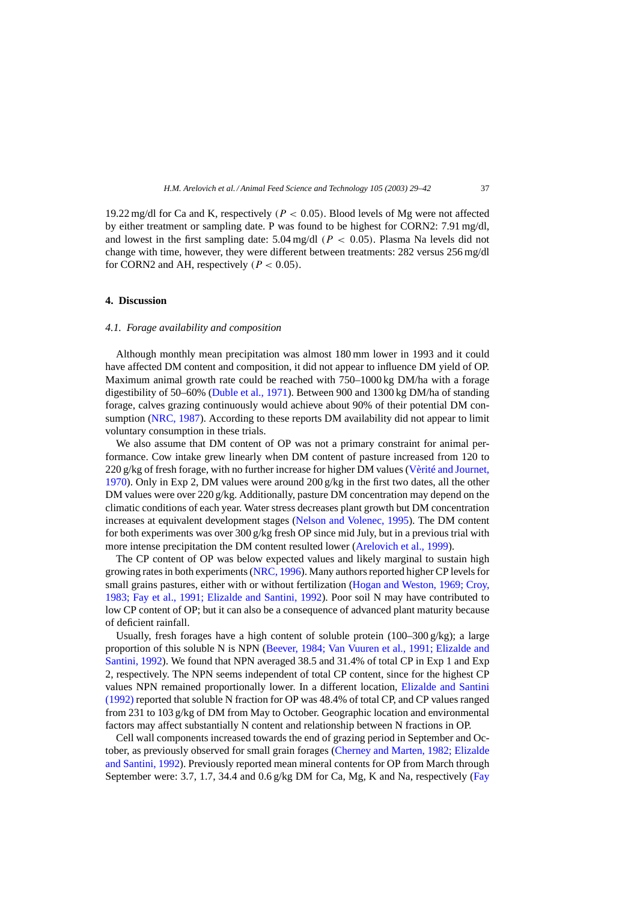19.22 mg/dl for Ca and K, respectively ($P < 0.05$). Blood levels of Mg were not affected by either treatment or sampling date. P was found to be highest for CORN2: 7.91 mg/dl, and lowest in the first sampling date: 5.04 mg/dl ($P < 0.05$). Plasma Na levels did not change with time, however, they were different between treatments: 282 versus 256 mg/dl for CORN2 and AH, respectively ($P < 0.05$).

## 4. Discussion

### *4.1. Forage availability and composition*

Although monthly mean precipitation was almost 180 mm lower in 1993 and it could have affected DM content and composition, it did not appear to influence DM yield of OP. Maximum animal growth rate could be reached with 750–1000 kg DM/ha with a forage digestibility of 50–60% (Duble et al., 1971). Between 900 and 1300 kg DM/ha of standing forage, calves grazing continuously would achieve about 90% of their potential DM consumption (NRC, 1987). According to these reports DM availability did not appear to limit voluntary consumption in these trials.

We also assume that DM content of OP was not a primary constraint for animal performance. Cow intake grew linearly when DM content of pasture increased from 120 to 220 g/kg of fresh forage, with no further increase for higher DM values (Vèrité and Journet, 1970). Only in Exp 2, DM values were around 200 g/kg in the first two dates, all the other DM values were over 220 g/kg. Additionally, pasture DM concentration may depend on the climatic conditions of each year. Water stress decreases plant growth but DM concentration increases at equivalent development stages (Nelson and Volenec, 1995). The DM content for both experiments was over 300 g/kg fresh OP since mid July, but in a previous trial with more intense precipitation the DM content resulted lower (Arelovich et al., 1999).

The CP content of OP was below expected values and likely marginal to sustain high growing rates in both experiments (NRC, 1996). Many authors reported higher CP levels for small grains pastures, either with or without fertilization (Hogan and Weston, 1969; Croy, 1983; Fay et al., 1991; Elizalde and Santini, 1992). Poor soil N may have contributed to low CP content of OP; but it can also be a consequence of advanced plant maturity because of deficient rainfall.

Usually, fresh forages have a high content of soluble protein (100–300 g/kg); a large proportion of this soluble N is NPN (Beever, 1984; Van Vuuren et al., 1991; Elizalde and Santini, 1992). We found that NPN averaged 38.5 and 31.4% of total CP in Exp 1 and Exp 2, respectively. The NPN seems independent of total CP content, since for the highest CP values NPN remained proportionally lower. In a different location, Elizalde and Santini (1992) reported that soluble N fraction for OP was 48.4% of total CP, and CP values ranged from 231 to 103 g/kg of DM from May to October. Geographic location and environmental factors may affect substantially N content and relationship between N fractions in OP.

Cell wall components increased towards the end of grazing period in September and October, as previously observed for small grain forages (Cherney and Marten, 1982; Elizalde and Santini, 1992). Previously reported mean mineral contents for OP from March through September were: 3.7, 1.7, 34.4 and 0.6 g/kg DM for Ca, Mg, K and Na, respectively (Fay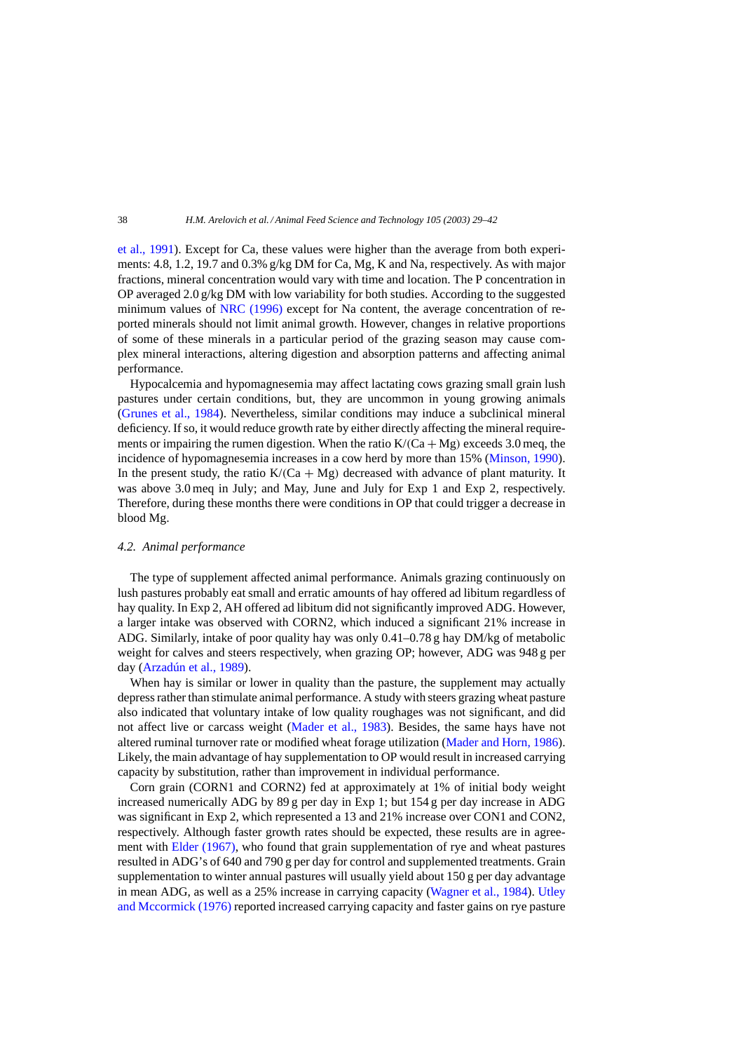et al., 1991). Except for Ca, these values were higher than the average from both experiments: 4.8, 1.2, 19.7 and 0.3% g/kg DM for Ca, Mg, K and Na, respectively. As with major fractions, mineral concentration would vary with time and location. The P concentration in OP averaged 2.0 g/kg DM with low variability for both studies. According to the suggested minimum values of NRC (1996) except for Na content, the average concentration of reported minerals should not limit animal growth. However, changes in relative proportions of some of these minerals in a particular period of the grazing season may cause complex mineral interactions, altering digestion and absorption patterns and affecting animal performance.

Hypocalcemia and hypomagnesemia may affect lactating cows grazing small grain lush pastures under certain conditions, but, they are uncommon in young growing animals (Grunes et al., 1984). Nevertheless, similar conditions may induce a subclinical mineral deficiency. If so, it would reduce growth rate by either directly affecting the mineral requirements or impairing the rumen digestion. When the ratio K/(Ca + Mg) exceeds 3.0 meq, the incidence of hypomagnesemia increases in a cow herd by more than 15% (Minson, 1990). In the present study, the ratio K/(Ca + Mg) decreased with advance of plant maturity. It was above 3.0 meq in July; and May, June and July for Exp 1 and Exp 2, respectively. Therefore, during these months there were conditions in OP that could trigger a decrease in blood Mg.

### 4.2. Animal performance

The type of supplement affected animal performance. Animals grazing continuously on lush pastures probably eat small and erratic amounts of hay offered ad libitum regardless of hay quality. In Exp 2, AH offered ad libitum did not significantly improved ADG. However, a larger intake was observed with CORN2, which induced a significant 21% increase in ADG. Similarly, intake of poor quality hay was only 0.41–0.78 g hay DM/kg of metabolic weight for calves and steers respectively, when grazing OP; however, ADG was 948 g per day (Arzadún et al., 1989).

When hay is similar or lower in quality than the pasture, the supplement may actually depress rather than stimulate animal performance. A study with steers grazing wheat pasture also indicated that voluntary intake of low quality roughages was not significant, and did not affect live or carcass weight (Mader et al., 1983). Besides, the same hays have not altered ruminal turnover rate or modified wheat forage utilization (Mader and Horn, 1986). Likely, the main advantage of hay supplementation to OP would result in increased carrying capacity by substitution, rather than improvement in individual performance.

Corn grain (CORN1 and CORN2) fed at approximately at 1% of initial body weight increased numerically ADG by 89 g per day in Exp 1; but 154 g per day increase in ADG was significant in Exp 2, which represented a 13 and 21% increase over CON1 and CON2, respectively. Although faster growth rates should be expected, these results are in agreement with Elder (1967), who found that grain supplementation of rye and wheat pastures resulted in ADG's of 640 and 790 g per day for control and supplemented treatments. Grain supplementation to winter annual pastures will usually yield about 150 g per day advantage in mean ADG, as well as a 25% increase in carrying capacity (Wagner et al., 1984). Utley and Mccormick (1976) reported increased carrying capacity and faster gains on rye pasture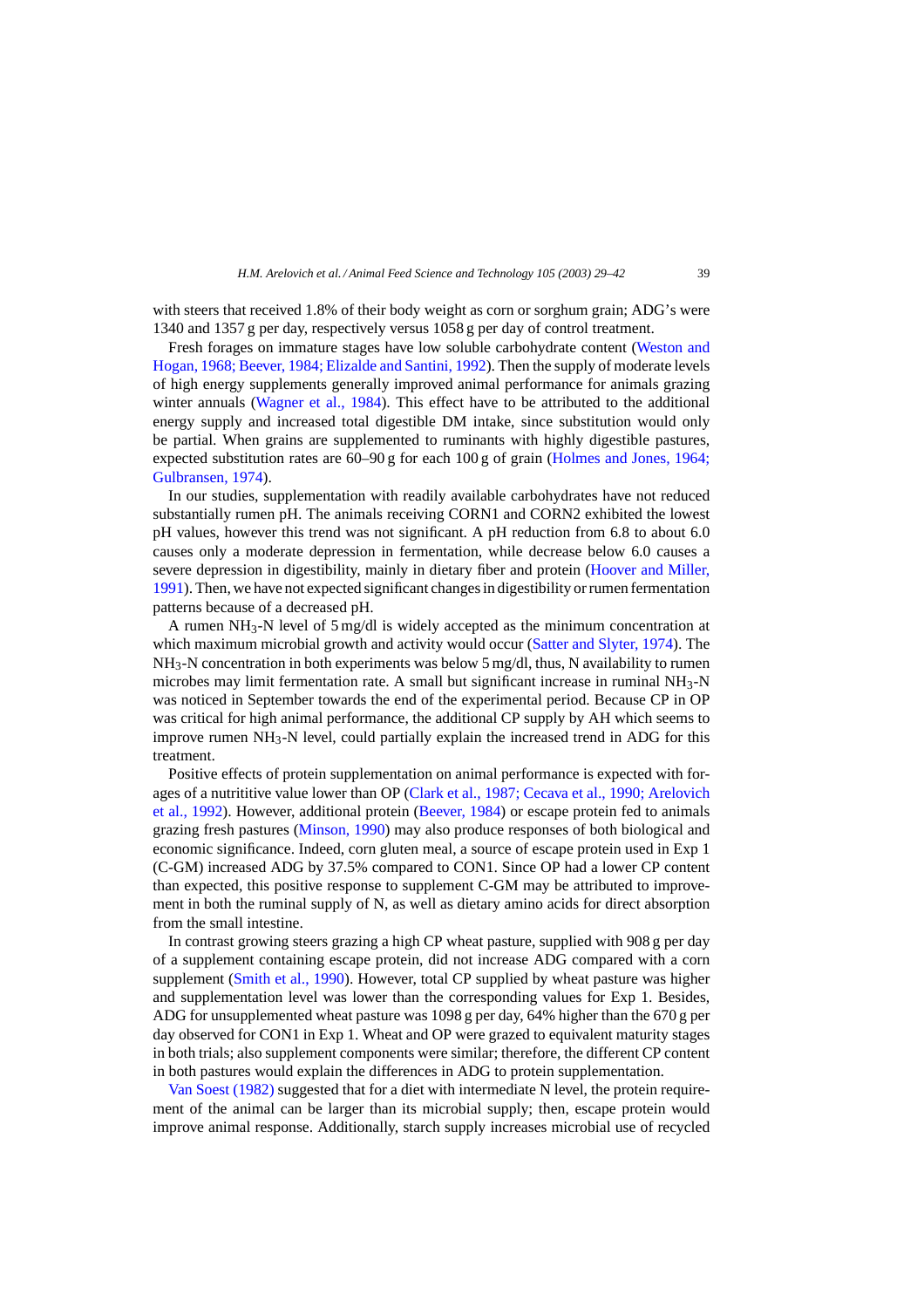with steers that received 1.8% of their body weight as corn or sorghum grain; ADG's were 1340 and 1357 g per day, respectively versus 1058 g per day of control treatment.

Fresh forages on immature stages have low soluble carbohydrate content (Weston and Hogan, 1968; Beever, 1984; Elizalde and Santini, 1992). Then the supply of moderate levels of high energy supplements generally improved animal performance for animals grazing winter annuals (Wagner et al., 1984). This effect have to be attributed to the additional energy supply and increased total digestible DM intake, since substitution would only be partial. When grains are supplemented to ruminants with highly digestible pastures, expected substitution rates are 60–90 g for each 100 g of grain (Holmes and Jones, 1964; Gulbransen, 1974).

In our studies, supplementation with readily available carbohydrates have not reduced substantially rumen pH. The animals receiving CORN1 and CORN2 exhibited the lowest pH values, however this trend was not significant. A pH reduction from 6.8 to about 6.0 causes only a moderate depression in fermentation, while decrease below 6.0 causes a severe depression in digestibility, mainly in dietary fiber and protein (Hoover and Miller, 1991). Then, we have not expected significant changes in digestibility or rumen fermentation patterns because of a decreased pH.

A rumen $NH_3$-N level of 5 mg/dl is widely accepted as the minimum concentration at which maximum microbial growth and activity would occur (Satter and Slyter, 1974). The $NH_3$-N concentration in both experiments was below 5 mg/dl, thus, N availability to rumen microbes may limit fermentation rate. A small but significant increase in ruminal $NH_3$-N was noticed in September towards the end of the experimental period. Because CP in OP was critical for high animal performance, the additional CP supply by AH which seems to improve rumen $NH_3$-N level, could partially explain the increased trend in ADG for this treatment.

Positive effects of protein supplementation on animal performance is expected with forages of a nutrititive value lower than OP (Clark et al., 1987; Cecava et al., 1990; Arelovich et al., 1992). However, additional protein (Beever, 1984) or escape protein fed to animals grazing fresh pastures (Minson, 1990) may also produce responses of both biological and economic significance. Indeed, corn gluten meal, a source of escape protein used in Exp 1 (C-GM) increased ADG by 37.5% compared to CON1. Since OP had a lower CP content than expected, this positive response to supplement C-GM may be attributed to improvement in both the ruminal supply of N, as well as dietary amino acids for direct absorption from the small intestine.

In contrast growing steers grazing a high CP wheat pasture, supplied with 908 g per day of a supplement containing escape protein, did not increase ADG compared with a corn supplement (Smith et al., 1990). However, total CP supplied by wheat pasture was higher and supplementation level was lower than the corresponding values for Exp 1. Besides, ADG for unsupplemented wheat pasture was 1098 g per day, 64% higher than the 670 g per day observed for CON1 in Exp 1. Wheat and OP were grazed to equivalent maturity stages in both trials; also supplement components were similar; therefore, the different CP content in both pastures would explain the differences in ADG to protein supplementation.

Van Soest (1982) suggested that for a diet with intermediate N level, the protein requirement of the animal can be larger than its microbial supply; then, escape protein would improve animal response. Additionally, starch supply increases microbial use of recycled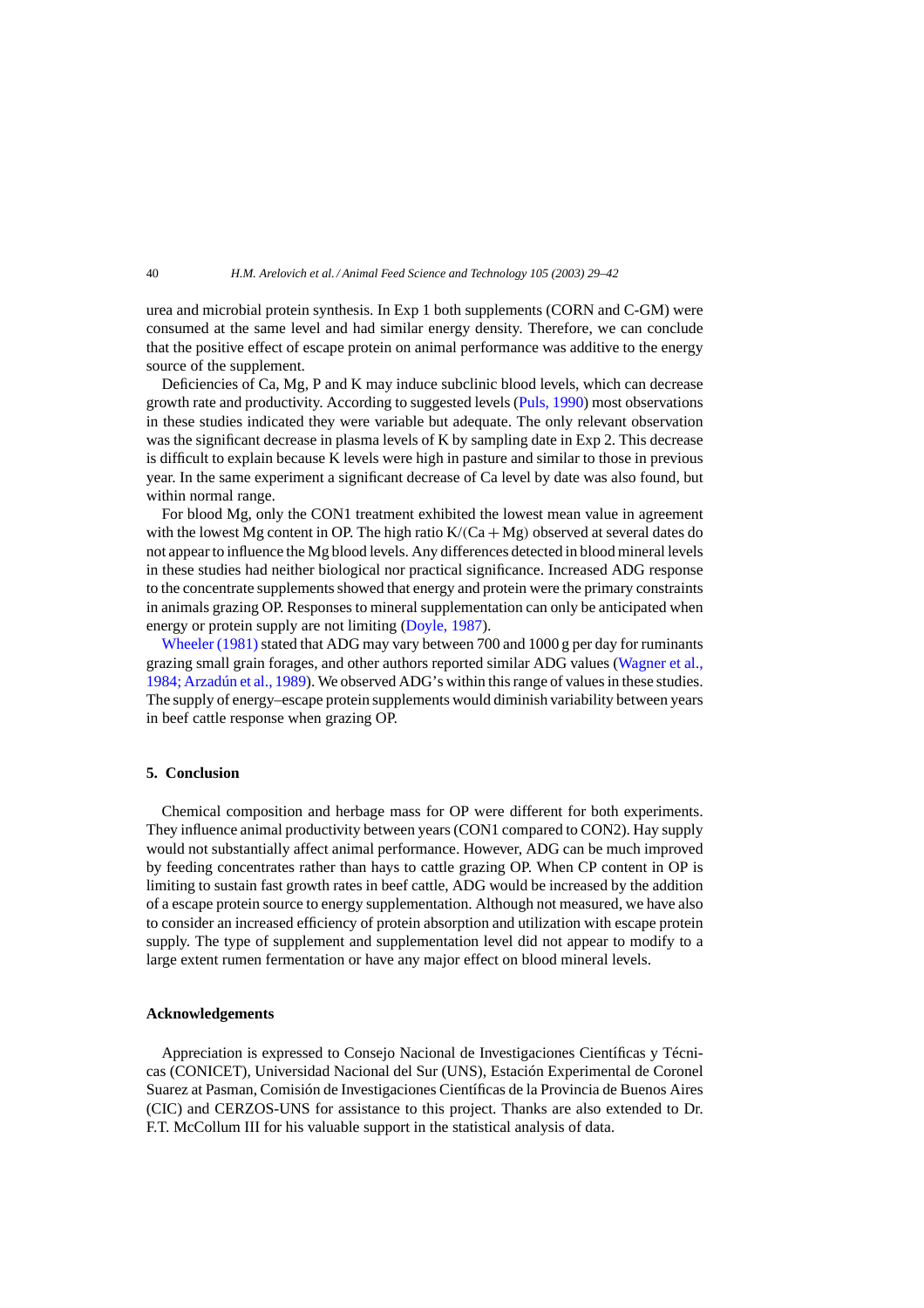urea and microbial protein synthesis. In Exp 1 both supplements (CORN and C-GM) were consumed at the same level and had similar energy density. Therefore, we can conclude that the positive effect of escape protein on animal performance was additive to the energy source of the supplement.

Deficiencies of Ca, Mg, P and K may induce subclinic blood levels, which can decrease growth rate and productivity. According to suggested levels (Puls, 1990) most observations in these studies indicated they were variable but adequate. The only relevant observation was the significant decrease in plasma levels of K by sampling date in Exp 2. This decrease is difficult to explain because K levels were high in pasture and similar to those in previous year. In the same experiment a significant decrease of Ca level by date was also found, but within normal range.

For blood Mg, only the CON1 treatment exhibited the lowest mean value in agreement with the lowest Mg content in OP. The high ratio $K/(Ca + Mg)$ observed at several dates do not appear to influence the Mg blood levels. Any differences detected in blood mineral levels in these studies had neither biological nor practical significance. Increased ADG response to the concentrate supplements showed that energy and protein were the primary constraints in animals grazing OP. Responses to mineral supplementation can only be anticipated when energy or protein supply are not limiting (Doyle, 1987).

Wheeler (1981) stated that ADG may vary between 700 and 1000 g per day for ruminants grazing small grain forages, and other authors reported similar ADG values (Wagner et al., 1984; Arzadún et al., 1989). We observed ADG's within this range of values in these studies. The supply of energy–escape protein supplements would diminish variability between years in beef cattle response when grazing OP.

## 5. Conclusion

Chemical composition and herbage mass for OP were different for both experiments. They influence animal productivity between years (CON1 compared to CON2). Hay supply would not substantially affect animal performance. However, ADG can be much improved by feeding concentrates rather than hays to cattle grazing OP. When CP content in OP is limiting to sustain fast growth rates in beef cattle, ADG would be increased by the addition of a escape protein source to energy supplementation. Although not measured, we have also to consider an increased efficiency of protein absorption and utilization with escape protein supply. The type of supplement and supplementation level did not appear to modify to a large extent rumen fermentation or have any major effect on blood mineral levels.

## Acknowledgements

Appreciation is expressed to Consejo Nacional de Investigaciones Científicas y Técnicas (CONICET), Universidad Nacional del Sur (UNS), Estación Experimental de Coronel Suarez at Pasman, Comisión de Investigaciones Científicas de la Provincia de Buenos Aires (CIC) and CERZOS-UNS for assistance to this project. Thanks are also extended to Dr. F.T. McCollum III for his valuable support in the statistical analysis of data.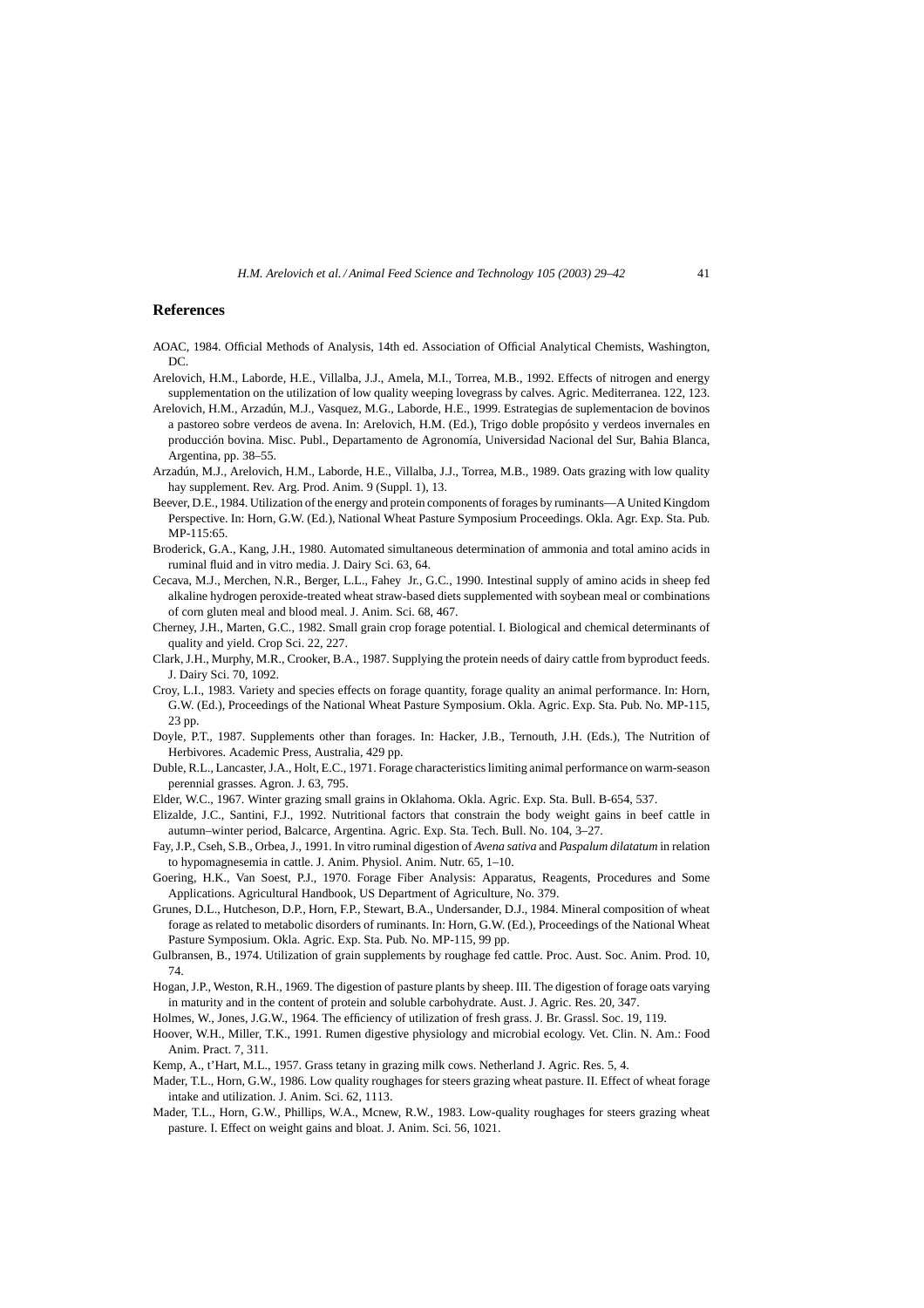## References

AOAC, 1984. Official Methods of Analysis, 14th ed. Association of Official Analytical Chemists, Washington, DC.

Arelovich, H.M., Laborde, H.E., Villalba, J.J., Amela, M.I., Torrea, M.B., 1992. Effects of nitrogen and energy supplementation on the utilization of low quality weeping lovegrass by calves. Agric. Mediterranea. 122, 123.

Arelovich, H.M., Arzadún, M.J., Vasquez, M.G., Laborde, H.E., 1999. Estrategias de suplementacion de bovinos a pastoreo sobre verdeos de avena. In: Arelovich, H.M. (Ed.), Trigo doble propósito y verdeos invernales en producción bovina. Misc. Publ., Departamento de Agronomía, Universidad Nacional del Sur, Bahia Blanca, Argentina, pp. 38–55.

Arzadún, M.J., Arelovich, H.M., Laborde, H.E., Villalba, J.J., Torrea, M.B., 1989. Oats grazing with low quality hay supplement. Rev. Arg. Prod. Anim. 9 (Suppl. 1), 13.

Beever, D.E., 1984. Utilization of the energy and protein components of forages by ruminants—A United Kingdom Perspective. In: Horn, G.W. (Ed.), National Wheat Pasture Symposium Proceedings. Okla. Agr. Exp. Sta. Pub. MP-115:65.

Broderick, G.A., Kang, J.H., 1980. Automated simultaneous determination of ammonia and total amino acids in ruminal fluid and in vitro media. J. Dairy Sci. 63, 64.

Cecava, M.J., Merchen, N.R., Berger, L.L., Fahey Jr., G.C., 1990. Intestinal supply of amino acids in sheep fed alkaline hydrogen peroxide-treated wheat straw-based diets supplemented with soybean meal or combinations of corn gluten meal and blood meal. J. Anim. Sci. 68, 467.

Cherney, J.H., Marten, G.C., 1982. Small grain crop forage potential. I. Biological and chemical determinants of quality and yield. Crop Sci. 22, 227.

Clark, J.H., Murphy, M.R., Crooker, B.A., 1987. Supplying the protein needs of dairy cattle from byproduct feeds. J. Dairy Sci. 70, 1092.

Croy, L.I., 1983. Variety and species effects on forage quantity, forage quality an animal performance. In: Horn, G.W. (Ed.), Proceedings of the National Wheat Pasture Symposium. Okla. Agric. Exp. Sta. Pub. No. MP-115, 23 pp.

Doyle, P.T., 1987. Supplements other than forages. In: Hacker, J.B., Ternouth, J.H. (Eds.), The Nutrition of Herbivores. Academic Press, Australia, 429 pp.

Duble, R.L., Lancaster, J.A., Holt, E.C., 1971. Forage characteristics limiting animal performance on warm-season perennial grasses. Agron. J. 63, 795.

Elder, W.C., 1967. Winter grazing small grains in Oklahoma. Okla. Agric. Exp. Sta. Bull. B-654, 537.

Elizalde, J.C., Santini, F.J., 1992. Nutritional factors that constrain the body weight gains in beef cattle in autumn–winter period, Balcarce, Argentina. Agric. Exp. Sta. Tech. Bull. No. 104, 3–27.

Fay, J.P., Cseh, S.B., Orbea, J., 1991. In vitro ruminal digestion of *Avena sativa* and *Paspalum dilatatum* in relation to hypomagnesemia in cattle. J. Anim. Physiol. Anim. Nutr. 65, 1–10.

Goering, H.K., Van Soest, P.J., 1970. Forage Fiber Analysis: Apparatus, Reagents, Procedures and Some Applications. Agricultural Handbook, US Department of Agriculture, No. 379.

Grunes, D.L., Hutcheson, D.P., Horn, F.P., Stewart, B.A., Undersander, D.J., 1984. Mineral composition of wheat forage as related to metabolic disorders of ruminants. In: Horn, G.W. (Ed.), Proceedings of the National Wheat Pasture Symposium. Okla. Agric. Exp. Sta. Pub. No. MP-115, 99 pp.

Gulbransen, B., 1974. Utilization of grain supplements by roughage fed cattle. Proc. Aust. Soc. Anim. Prod. 10, 74.

Hogan, J.P., Weston, R.H., 1969. The digestion of pasture plants by sheep. III. The digestion of forage oats varying in maturity and in the content of protein and soluble carbohydrate. Aust. J. Agric. Res. 20, 347.

Holmes, W., Jones, J.G.W., 1964. The efficiency of utilization of fresh grass. J. Br. Grassl. Soc. 19, 119.

Hoover, W.H., Miller, T.K., 1991. Rumen digestive physiology and microbial ecology. Vet. Clin. N. Am.: Food Anim. Pract. 7, 311.

Kemp, A., t'Hart, M.L., 1957. Grass tetany in grazing milk cows. Netherland J. Agric. Res. 5, 4.

Mader, T.L., Horn, G.W., 1986. Low quality roughages for steers grazing wheat pasture. II. Effect of wheat forage intake and utilization. J. Anim. Sci. 62, 1113.

Mader, T.L., Horn, G.W., Phillips, W.A., Mcnew, R.W., 1983. Low-quality roughages for steers grazing wheat pasture. I. Effect on weight gains and bloat. J. Anim. Sci. 56, 1021.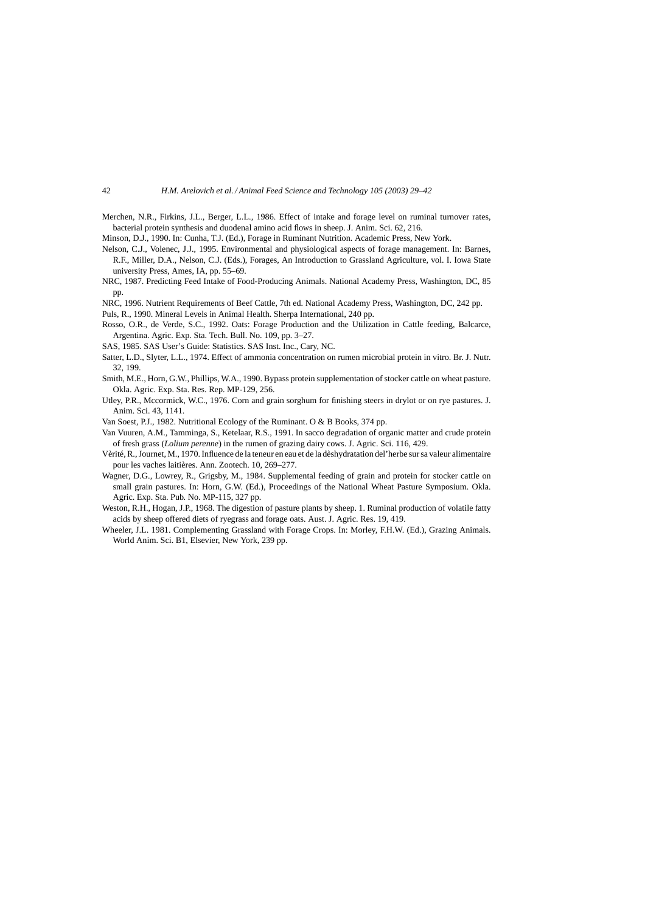Merchen, N.R., Firkins, J.L., Berger, L.L., 1986. Effect of intake and forage level on ruminal turnover rates, bacterial protein synthesis and duodenal amino acid flows in sheep. J. Anim. Sci. 62, 216.

Minson, D.J., 1990. In: Cunha, T.J. (Ed.), Forage in Ruminant Nutrition. Academic Press, New York.

Nelson, C.J., Volenec, J.J., 1995. Environmental and physiological aspects of forage management. In: Barnes, R.F., Miller, D.A., Nelson, C.J. (Eds.), Forages, An Introduction to Grassland Agriculture, vol. I. Iowa State university Press, Ames, IA, pp. 55–69.

NRC, 1987. Predicting Feed Intake of Food-Producing Animals. National Academy Press, Washington, DC, 85 pp.

NRC, 1996. Nutrient Requirements of Beef Cattle, 7th ed. National Academy Press, Washington, DC, 242 pp.

Puls, R., 1990. Mineral Levels in Animal Health. Sherpa International, 240 pp.

Rosso, O.R., de Verde, S.C., 1992. Oats: Forage Production and the Utilization in Cattle feeding, Balcarce, Argentina. Agric. Exp. Sta. Tech. Bull. No. 109, pp. 3–27.

SAS, 1985. SAS User's Guide: Statistics. SAS Inst. Inc., Cary, NC.

Satter, L.D., Slyter, L.L., 1974. Effect of ammonia concentration on rumen microbial protein in vitro. Br. J. Nutr. 32, 199.

Smith, M.E., Horn, G.W., Phillips, W.A., 1990. Bypass protein supplementation of stocker cattle on wheat pasture. Okla. Agric. Exp. Sta. Res. Rep. MP-129, 256.

Utley, P.R., Mccormick, W.C., 1976. Corn and grain sorghum for finishing steers in drylot or on rye pastures. J. Anim. Sci. 43, 1141.

Van Soest, P.J., 1982. Nutritional Ecology of the Ruminant. O & B Books, 374 pp.

Van Vuuren, A.M., Tamminga, S., Ketelaar, R.S., 1991. In sacco degradation of organic matter and crude protein of fresh grass (*Lolium perenne*) in the rumen of grazing dairy cows. J. Agric. Sci. 116, 429.

Vèrité, R., Journet, M., 1970. Influence de la teneur en eau et de la dèshydratation del'herbe sur sa valeur alimentaire pour les vaches laitières. Ann. Zootech. 10, 269–277.

Wagner, D.G., Lowrey, R., Grigsby, M., 1984. Supplemental feeding of grain and protein for stocker cattle on small grain pastures. In: Horn, G.W. (Ed.), Proceedings of the National Wheat Pasture Symposium. Okla. Agric. Exp. Sta. Pub. No. MP-115, 327 pp.

Weston, R.H., Hogan, J.P., 1968. The digestion of pasture plants by sheep. 1. Ruminal production of volatile fatty acids by sheep offered diets of ryegrass and forage oats. Aust. J. Agric. Res. 19, 419.

Wheeler, J.L. 1981. Complementing Grassland with Forage Crops. In: Morley, F.H.W. (Ed.), Grazing Animals. World Anim. Sci. B1, Elsevier, New York, 239 pp.